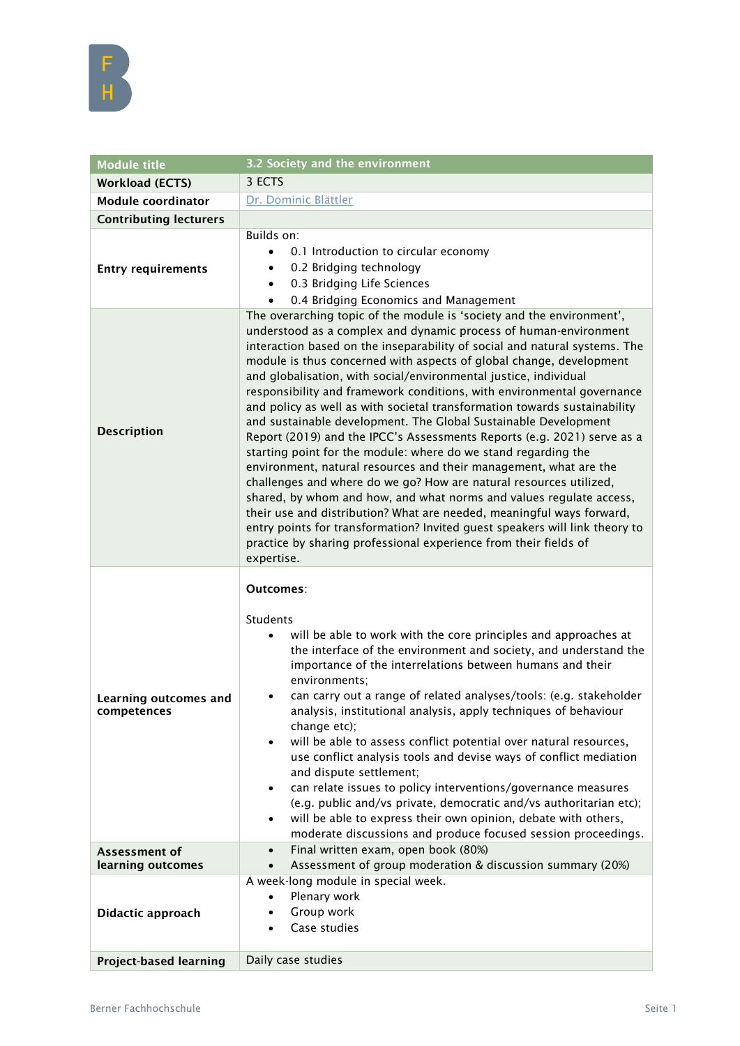| Module title | 3.2 Society and the environment |
|---|---|
| Workload (ECTS) | 3 ECTS |
| Module coordinator | Dr. Dominic Blättler |
| Contributing lecturers | |
| Entry requirements | Builds on:<br>• 0.1 Introduction to circular economy<br>• 0.2 Bridging technology<br>• 0.3 Bridging Life Sciences<br>• 0.4 Bridging Economics and Management |
| Description | The overarching topic of the module is 'society and the environment', understood as a complex and dynamic process of human-environment interaction based on the inseparability of social and natural systems. The module is thus concerned with aspects of global change, development and globalisation, with social/environmental justice, individual responsibility and framework conditions, with environmental governance and policy as well as with societal transformation towards sustainability and sustainable development. The Global Sustainable Development Report (2019) and the IPCC's Assessments Reports (e.g. 2021) serve as a starting point for the module: where do we stand regarding the environment, natural resources and their management, what are the challenges and where do we go? How are natural resources utilized, shared, by whom and how, and what norms and values regulate access, their use and distribution? What are needed, meaningful ways forward, entry points for transformation? Invited guest speakers will link theory to practice by sharing professional experience from their fields of expertise. |
| Learning outcomes and competences | **Outcomes**:<br><br>Students<br>• will be able to work with the core principles and approaches at the interface of the environment and society, and understand the importance of the interrelations between humans and their environments;<br>• can carry out a range of related analyses/tools: (e.g. stakeholder analysis, institutional analysis, apply techniques of behaviour change etc);<br>• will be able to assess conflict potential over natural resources, use conflict analysis tools and devise ways of conflict mediation and dispute settlement;<br>• can relate issues to policy interventions/governance measures (e.g. public and/vs private, democratic and/vs authoritarian etc);<br>• will be able to express their own opinion, debate with others, moderate discussions and produce focused session proceedings. |
| Assessment of learning outcomes | • Final written exam, open book (80%)<br>• Assessment of group moderation & discussion summary (20%) |
| Didactic approach | A week-long module in special week.<br>• Plenary work<br>• Group work<br>• Case studies |
| Project-based learning | Daily case studies |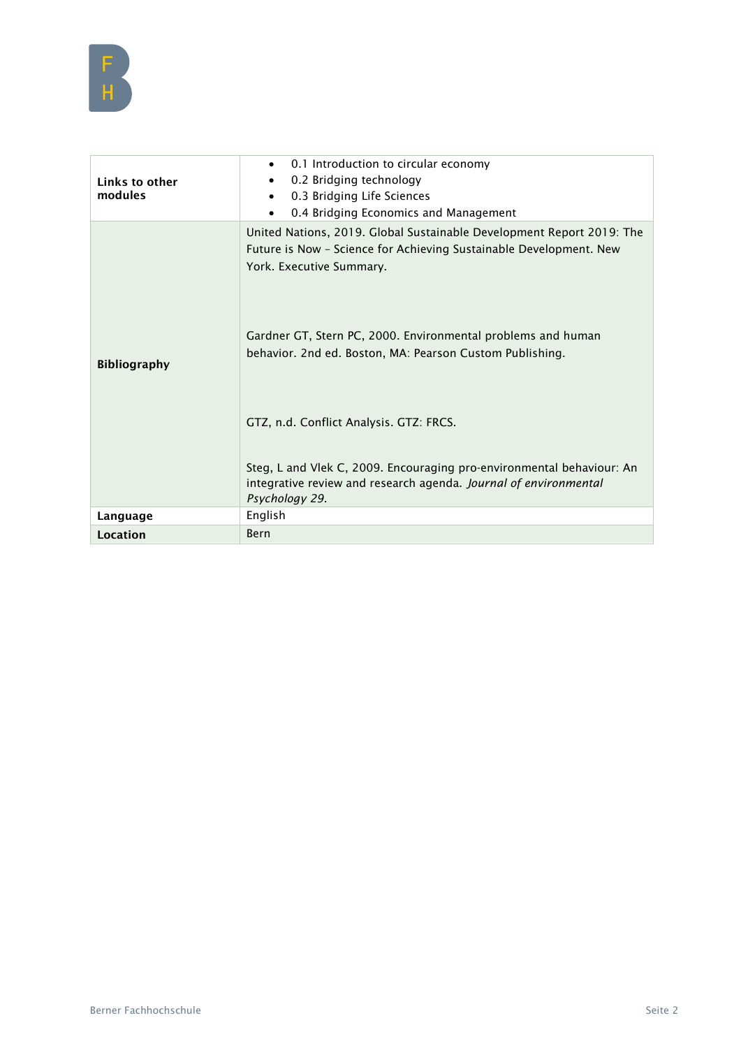| | |
|---|---|
| **Links to other modules** | • 0.1 Introduction to circular economy<br>• 0.2 Bridging technology<br>• 0.3 Bridging Life Sciences<br>• 0.4 Bridging Economics and Management |
| **Bibliography** | United Nations, 2019. Global Sustainable Development Report 2019: The Future is Now – Science for Achieving Sustainable Development. New York. Executive Summary.<br><br>Gardner GT, Stern PC, 2000. Environmental problems and human behavior. 2nd ed. Boston, MA: Pearson Custom Publishing.<br><br>GTZ, n.d. Conflict Analysis. GTZ: FRCS.<br><br>Steg, L and Vlek C, 2009. Encouraging pro-environmental behaviour: An integrative review and research agenda. *Journal of environmental Psychology 29.* |
| **Language** | English |
| **Location** | Bern |